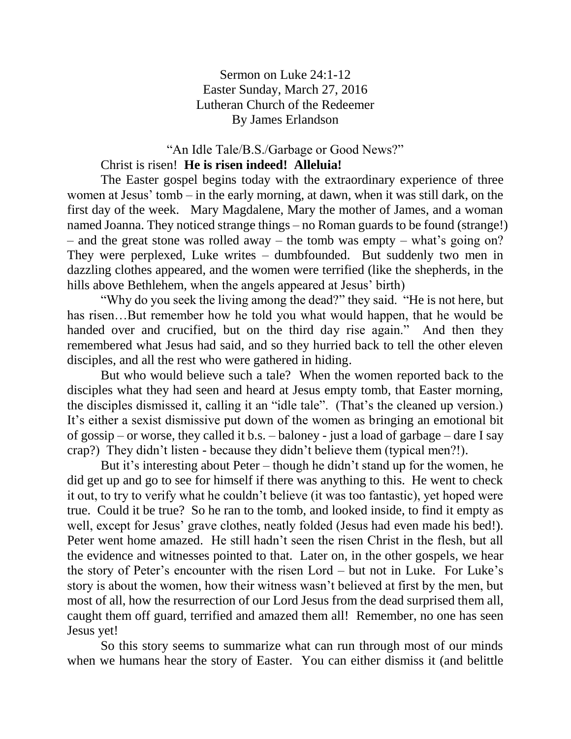Sermon on Luke 24:1-12
Easter Sunday, March 27, 2016
Lutheran Church of the Redeemer
By James Erlandson

"An Idle Tale/B.S./Garbage or Good News?"

Christ is risen! **He is risen indeed! Alleluia!**

The Easter gospel begins today with the extraordinary experience of three women at Jesus' tomb – in the early morning, at dawn, when it was still dark, on the first day of the week. Mary Magdalene, Mary the mother of James, and a woman named Joanna. They noticed strange things – no Roman guards to be found (strange!) – and the great stone was rolled away – the tomb was empty – what's going on? They were perplexed, Luke writes – dumbfounded. But suddenly two men in dazzling clothes appeared, and the women were terrified (like the shepherds, in the hills above Bethlehem, when the angels appeared at Jesus' birth)

"Why do you seek the living among the dead?" they said. "He is not here, but has risen…But remember how he told you what would happen, that he would be handed over and crucified, but on the third day rise again." And then they remembered what Jesus had said, and so they hurried back to tell the other eleven disciples, and all the rest who were gathered in hiding.

But who would believe such a tale? When the women reported back to the disciples what they had seen and heard at Jesus empty tomb, that Easter morning, the disciples dismissed it, calling it an "idle tale". (That's the cleaned up version.) It's either a sexist dismissive put down of the women as bringing an emotional bit of gossip – or worse, they called it b.s. – baloney - just a load of garbage – dare I say crap?) They didn't listen - because they didn't believe them (typical men?!).

But it's interesting about Peter – though he didn't stand up for the women, he did get up and go to see for himself if there was anything to this. He went to check it out, to try to verify what he couldn't believe (it was too fantastic), yet hoped were true. Could it be true? So he ran to the tomb, and looked inside, to find it empty as well, except for Jesus' grave clothes, neatly folded (Jesus had even made his bed!). Peter went home amazed. He still hadn't seen the risen Christ in the flesh, but all the evidence and witnesses pointed to that. Later on, in the other gospels, we hear the story of Peter's encounter with the risen Lord – but not in Luke. For Luke's story is about the women, how their witness wasn't believed at first by the men, but most of all, how the resurrection of our Lord Jesus from the dead surprised them all, caught them off guard, terrified and amazed them all! Remember, no one has seen Jesus yet!

So this story seems to summarize what can run through most of our minds when we humans hear the story of Easter. You can either dismiss it (and belittle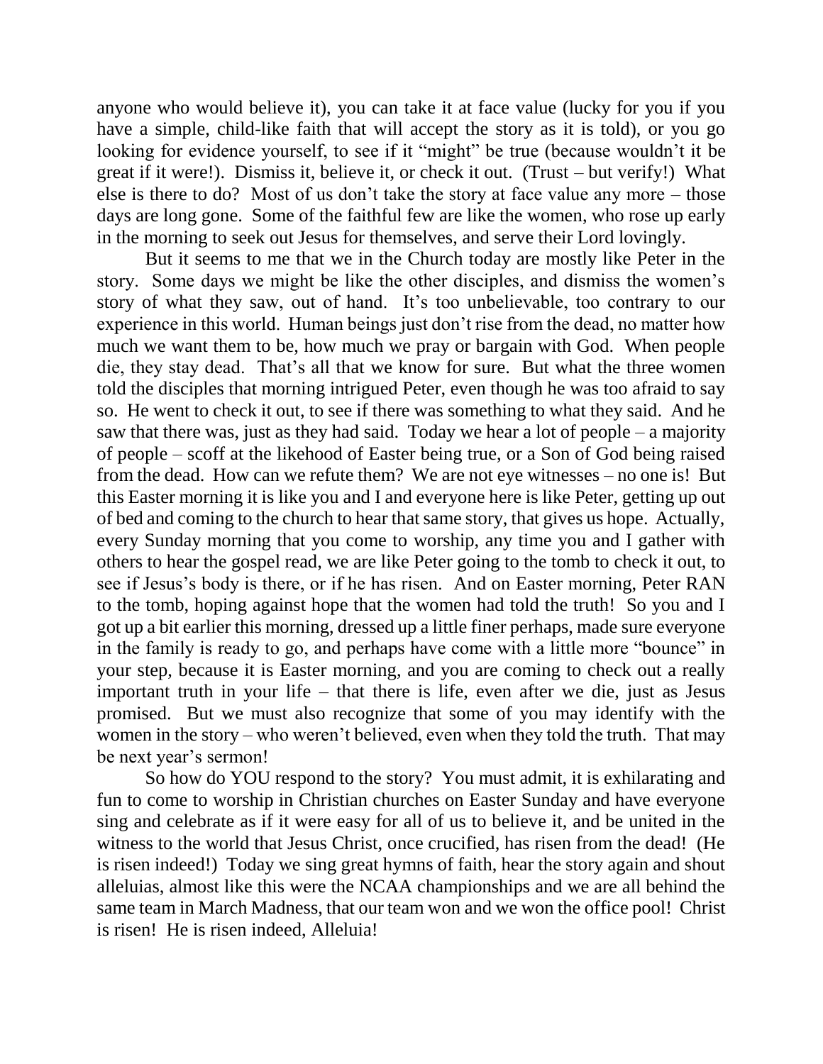anyone who would believe it), you can take it at face value (lucky for you if you have a simple, child-like faith that will accept the story as it is told), or you go looking for evidence yourself, to see if it "might" be true (because wouldn't it be great if it were!). Dismiss it, believe it, or check it out. (Trust – but verify!) What else is there to do? Most of us don't take the story at face value any more – those days are long gone. Some of the faithful few are like the women, who rose up early in the morning to seek out Jesus for themselves, and serve their Lord lovingly.

But it seems to me that we in the Church today are mostly like Peter in the story. Some days we might be like the other disciples, and dismiss the women's story of what they saw, out of hand. It's too unbelievable, too contrary to our experience in this world. Human beings just don't rise from the dead, no matter how much we want them to be, how much we pray or bargain with God. When people die, they stay dead. That's all that we know for sure. But what the three women told the disciples that morning intrigued Peter, even though he was too afraid to say so. He went to check it out, to see if there was something to what they said. And he saw that there was, just as they had said. Today we hear a lot of people – a majority of people – scoff at the likehood of Easter being true, or a Son of God being raised from the dead. How can we refute them? We are not eye witnesses – no one is! But this Easter morning it is like you and I and everyone here is like Peter, getting up out of bed and coming to the church to hear that same story, that gives us hope. Actually, every Sunday morning that you come to worship, any time you and I gather with others to hear the gospel read, we are like Peter going to the tomb to check it out, to see if Jesus's body is there, or if he has risen. And on Easter morning, Peter RAN to the tomb, hoping against hope that the women had told the truth! So you and I got up a bit earlier this morning, dressed up a little finer perhaps, made sure everyone in the family is ready to go, and perhaps have come with a little more "bounce" in your step, because it is Easter morning, and you are coming to check out a really important truth in your life – that there is life, even after we die, just as Jesus promised. But we must also recognize that some of you may identify with the women in the story – who weren't believed, even when they told the truth. That may be next year's sermon!

So how do YOU respond to the story? You must admit, it is exhilarating and fun to come to worship in Christian churches on Easter Sunday and have everyone sing and celebrate as if it were easy for all of us to believe it, and be united in the witness to the world that Jesus Christ, once crucified, has risen from the dead! (He is risen indeed!) Today we sing great hymns of faith, hear the story again and shout alleluias, almost like this were the NCAA championships and we are all behind the same team in March Madness, that our team won and we won the office pool! Christ is risen! He is risen indeed, Alleluia!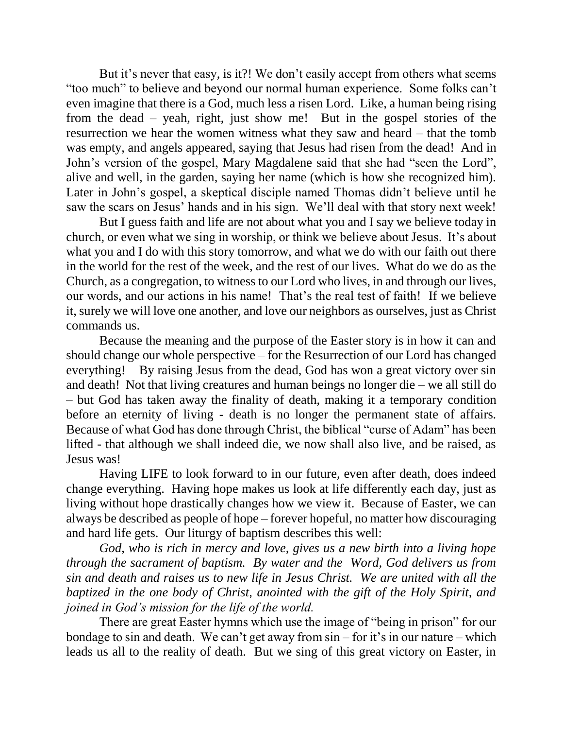But it's never that easy, is it?! We don't easily accept from others what seems "too much" to believe and beyond our normal human experience. Some folks can't even imagine that there is a God, much less a risen Lord. Like, a human being rising from the dead – yeah, right, just show me! But in the gospel stories of the resurrection we hear the women witness what they saw and heard – that the tomb was empty, and angels appeared, saying that Jesus had risen from the dead! And in John's version of the gospel, Mary Magdalene said that she had "seen the Lord", alive and well, in the garden, saying her name (which is how she recognized him). Later in John's gospel, a skeptical disciple named Thomas didn't believe until he saw the scars on Jesus' hands and in his sign. We'll deal with that story next week!

But I guess faith and life are not about what you and I say we believe today in church, or even what we sing in worship, or think we believe about Jesus. It's about what you and I do with this story tomorrow, and what we do with our faith out there in the world for the rest of the week, and the rest of our lives. What do we do as the Church, as a congregation, to witness to our Lord who lives, in and through our lives, our words, and our actions in his name! That's the real test of faith! If we believe it, surely we will love one another, and love our neighbors as ourselves, just as Christ commands us.

Because the meaning and the purpose of the Easter story is in how it can and should change our whole perspective – for the Resurrection of our Lord has changed everything! By raising Jesus from the dead, God has won a great victory over sin and death! Not that living creatures and human beings no longer die – we all still do – but God has taken away the finality of death, making it a temporary condition before an eternity of living - death is no longer the permanent state of affairs. Because of what God has done through Christ, the biblical "curse of Adam" has been lifted - that although we shall indeed die, we now shall also live, and be raised, as Jesus was!

Having LIFE to look forward to in our future, even after death, does indeed change everything. Having hope makes us look at life differently each day, just as living without hope drastically changes how we view it. Because of Easter, we can always be described as people of hope – forever hopeful, no matter how discouraging and hard life gets. Our liturgy of baptism describes this well:

*God, who is rich in mercy and love, gives us a new birth into a living hope through the sacrament of baptism. By water and the Word, God delivers us from sin and death and raises us to new life in Jesus Christ. We are united with all the baptized in the one body of Christ, anointed with the gift of the Holy Spirit, and joined in God's mission for the life of the world.*

There are great Easter hymns which use the image of "being in prison" for our bondage to sin and death. We can't get away from sin – for it's in our nature – which leads us all to the reality of death. But we sing of this great victory on Easter, in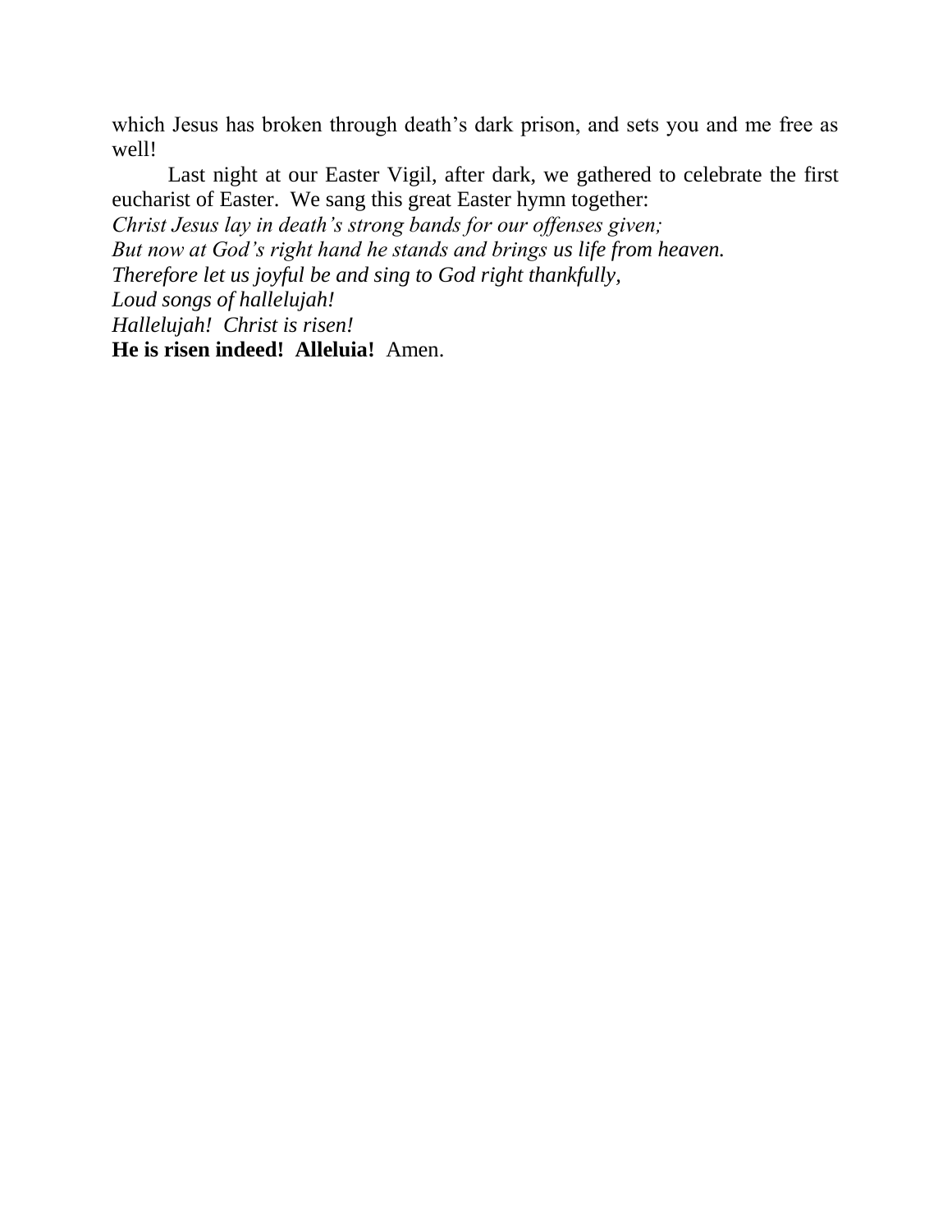which Jesus has broken through death's dark prison, and sets you and me free as well!

Last night at our Easter Vigil, after dark, we gathered to celebrate the first eucharist of Easter. We sang this great Easter hymn together:

*Christ Jesus lay in death's strong bands for our offenses given;*
*But now at God's right hand he stands and brings us life from heaven.*
*Therefore let us joyful be and sing to God right thankfully,*
*Loud songs of hallelujah!*
*Hallelujah! Christ is risen!*
**He is risen indeed! Alleluia!** Amen.